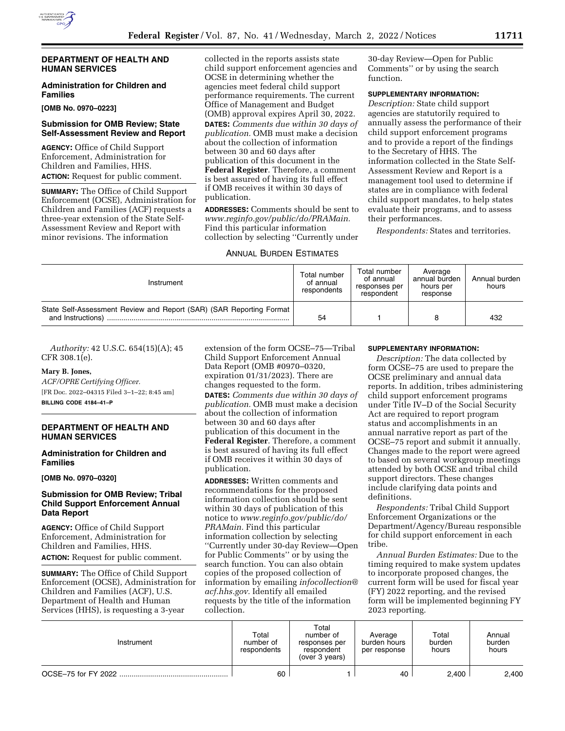## DEPARTMENT OF HEALTH AND HUMAN SERVICES

### Administration for Children and Families

**[OMB No. 0970–0223]**

### Submission for OMB Review; State Self-Assessment Review and Report

**AGENCY:** Office of Child Support Enforcement, Administration for Children and Families, HHS.

**ACTION:** Request for public comment.

**SUMMARY:** The Office of Child Support Enforcement (OCSE), Administration for Children and Families (ACF) requests a three-year extension of the State Self-Assessment Review and Report with minor revisions. The information collected in the reports assists state child support enforcement agencies and OCSE in determining whether the agencies meet federal child support performance requirements. The current Office of Management and Budget (OMB) approval expires April 30, 2022.

**DATES:** *Comments due within 30 days of publication.* OMB must make a decision about the collection of information between 30 and 60 days after publication of this document in the **Federal Register**. Therefore, a comment is best assured of having its full effect if OMB receives it within 30 days of publication.

**ADDRESSES:** Comments should be sent to *www.reginfo.gov/public/do/PRAMain.* Find this particular information collection by selecting ''Currently under 30-day Review—Open for Public Comments'' or by using the search function.

**SUPPLEMENTARY INFORMATION:**

*Description:* State child support agencies are statutorily required to annually assess the performance of their child support enforcement programs and to provide a report of the findings to the Secretary of HHS. The information collected in the State Self-Assessment Review and Report is a management tool used to determine if states are in compliance with federal child support mandates, to help states evaluate their programs, and to assess their performances.

*Respondents:* States and territories.

ANNUAL BURDEN ESTIMATES

| Instrument | Total number of annual respondents | Total number of annual responses per respondent | Average annual burden hours per response | Annual burden hours |
|---|---|---|---|---|
| State Self-Assessment Review and Report (SAR) (SAR Reporting Format and Instructions) | 54 | 1 | 8 | 432 |

*Authority:* 42 U.S.C. 654(15)(A); 45 CFR 308.1(e).

**Mary B. Jones,**

*ACF/OPRE Certifying Officer.*

[FR Doc. 2022–04315 Filed 3–1–22; 8:45 am]

**BILLING CODE 4184–41–P**

## DEPARTMENT OF HEALTH AND HUMAN SERVICES

### Administration for Children and Families

**[OMB No. 0970–0320]**

### Submission for OMB Review; Tribal Child Support Enforcement Annual Data Report

**AGENCY:** Office of Child Support Enforcement, Administration for Children and Families, HHS.

**ACTION:** Request for public comment.

**SUMMARY:** The Office of Child Support Enforcement (OCSE), Administration for Children and Families (ACF), U.S. Department of Health and Human Services (HHS), is requesting a 3-year extension of the form OCSE–75—Tribal Child Support Enforcement Annual Data Report (OMB #0970–0320, expiration 01/31/2023). There are changes requested to the form.

**DATES:** *Comments due within 30 days of publication.* OMB must make a decision about the collection of information between 30 and 60 days after publication of this document in the **Federal Register**. Therefore, a comment is best assured of having its full effect if OMB receives it within 30 days of publication.

**ADDRESSES:** Written comments and recommendations for the proposed information collection should be sent within 30 days of publication of this notice to *www.reginfo.gov/public/do/PRAMain.* Find this particular information collection by selecting ''Currently under 30-day Review—Open for Public Comments'' or by using the search function. You can also obtain copies of the proposed collection of information by emailing *infocollection@acf.hhs.gov.* Identify all emailed requests by the title of the information collection.

**SUPPLEMENTARY INFORMATION:**

*Description:* The data collected by form OCSE–75 are used to prepare the OCSE preliminary and annual data reports. In addition, tribes administering child support enforcement programs under Title IV–D of the Social Security Act are required to report program status and accomplishments in an annual narrative report as part of the OCSE–75 report and submit it annually. Changes made to the report were agreed to based on several workgroup meetings attended by both OCSE and tribal child support directors. These changes include clarifying data points and definitions.

*Respondents:* Tribal Child Support Enforcement Organizations or the Department/Agency/Bureau responsible for child support enforcement in each tribe.

*Annual Burden Estimates:* Due to the timing required to make system updates to incorporate proposed changes, the current form will be used for fiscal year (FY) 2022 reporting, and the revised form will be implemented beginning FY 2023 reporting.

| Instrument | Total number of respondents | Total number of responses per respondent (over 3 years) | Average burden hours per response | Total burden hours | Annual burden hours |
|---|---|---|---|---|---|
| OCSE–75 for FY 2022 | 60 | 1 | 40 | 2,400 | 2,400 |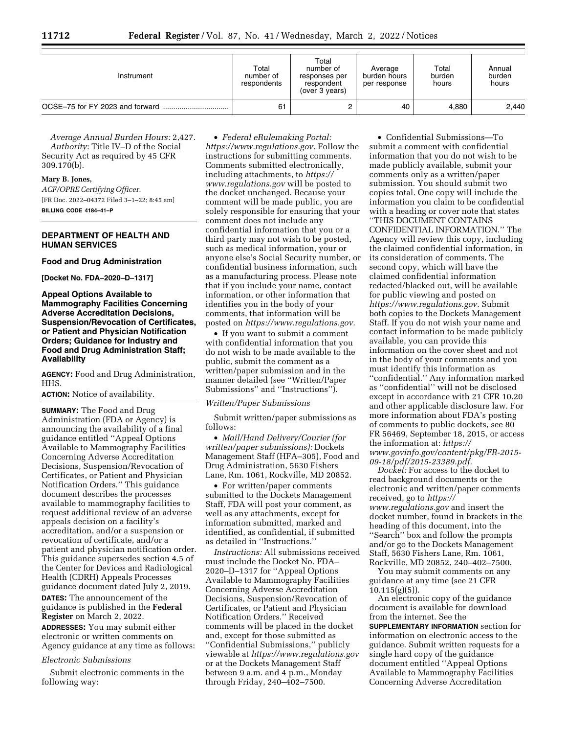| Instrument | Total number of respondents | Total number of responses per respondent (over 3 years) | Average burden hours per response | Total burden hours | Annual burden hours |
|---|---|---|---|---|---|
| OCSE–75 for FY 2023 and forward | 61 | 2 | 40 | 4,880 | 2,440 |

*Average Annual Burden Hours:* 2,427.

*Authority:* Title IV–D of the Social Security Act as required by 45 CFR 309.170(b).

**Mary B. Jones,**

*ACF/OPRE Certifying Officer.*

[FR Doc. 2022–04372 Filed 3–1–22; 8:45 am]

**BILLING CODE 4184–41–P**

## DEPARTMENT OF HEALTH AND HUMAN SERVICES

### Food and Drug Administration

**[Docket No. FDA–2020–D–1317]**

### Appeal Options Available to Mammography Facilities Concerning Adverse Accreditation Decisions, Suspension/Revocation of Certificates, or Patient and Physician Notification Orders; Guidance for Industry and Food and Drug Administration Staff; Availability

**AGENCY:** Food and Drug Administration, HHS.

**ACTION:** Notice of availability.

**SUMMARY:** The Food and Drug Administration (FDA or Agency) is announcing the availability of a final guidance entitled ''Appeal Options Available to Mammography Facilities Concerning Adverse Accreditation Decisions, Suspension/Revocation of Certificates, or Patient and Physician Notification Orders.'' This guidance document describes the processes available to mammography facilities to request additional review of an adverse appeals decision on a facility's accreditation, and/or a suspension or revocation of certificate, and/or a patient and physician notification order. This guidance supersedes section 4.5 of the Center for Devices and Radiological Health (CDRH) Appeals Processes guidance document dated July 2, 2019.

**DATES:** The announcement of the guidance is published in the **Federal Register** on March 2, 2022.

**ADDRESSES:** You may submit either electronic or written comments on Agency guidance at any time as follows:

*Electronic Submissions*

Submit electronic comments in the following way:

- *Federal eRulemaking Portal: https://www.regulations.gov.* Follow the instructions for submitting comments. Comments submitted electronically, including attachments, to *https://www.regulations.gov* will be posted to the docket unchanged. Because your comment will be made public, you are solely responsible for ensuring that your comment does not include any confidential information that you or a third party may not wish to be posted, such as medical information, your or anyone else's Social Security number, or confidential business information, such as a manufacturing process. Please note that if you include your name, contact information, or other information that identifies you in the body of your comments, that information will be posted on *https://www.regulations.gov.*
- If you want to submit a comment with confidential information that you do not wish to be made available to the public, submit the comment as a written/paper submission and in the manner detailed (see ''Written/Paper Submissions'' and ''Instructions'').

*Written/Paper Submissions*

Submit written/paper submissions as follows:

- *Mail/Hand Delivery/Courier (for written/paper submissions):* Dockets Management Staff (HFA–305), Food and Drug Administration, 5630 Fishers Lane, Rm. 1061, Rockville, MD 20852.
- For written/paper comments submitted to the Dockets Management Staff, FDA will post your comment, as well as any attachments, except for information submitted, marked and identified, as confidential, if submitted as detailed in ''Instructions.''

*Instructions:* All submissions received must include the Docket No. FDA–2020–D–1317 for ''Appeal Options Available to Mammography Facilities Concerning Adverse Accreditation Decisions, Suspension/Revocation of Certificates, or Patient and Physician Notification Orders.'' Received comments will be placed in the docket and, except for those submitted as ''Confidential Submissions,'' publicly viewable at *https://www.regulations.gov* or at the Dockets Management Staff between 9 a.m. and 4 p.m., Monday through Friday, 240–402–7500.

- Confidential Submissions—To submit a comment with confidential information that you do not wish to be made publicly available, submit your comments only as a written/paper submission. You should submit two copies total. One copy will include the information you claim to be confidential with a heading or cover note that states ''THIS DOCUMENT CONTAINS CONFIDENTIAL INFORMATION.'' The Agency will review this copy, including the claimed confidential information, in its consideration of comments. The second copy, which will have the claimed confidential information redacted/blacked out, will be available for public viewing and posted on *https://www.regulations.gov.* Submit both copies to the Dockets Management Staff. If you do not wish your name and contact information to be made publicly available, you can provide this information on the cover sheet and not in the body of your comments and you must identify this information as ''confidential.'' Any information marked as ''confidential'' will not be disclosed except in accordance with 21 CFR 10.20 and other applicable disclosure law. For more information about FDA's posting of comments to public dockets, see 80 FR 56469, September 18, 2015, or access the information at: *https://www.govinfo.gov/content/pkg/FR-2015-09-18/pdf/2015-23389.pdf.*

*Docket:* For access to the docket to read background documents or the electronic and written/paper comments received, go to *https://www.regulations.gov* and insert the docket number, found in brackets in the heading of this document, into the ''Search'' box and follow the prompts and/or go to the Dockets Management Staff, 5630 Fishers Lane, Rm. 1061, Rockville, MD 20852, 240–402–7500.

You may submit comments on any guidance at any time (see 21 CFR 10.115(g)(5)).

An electronic copy of the guidance document is available for download from the internet. See the **SUPPLEMENTARY INFORMATION** section for information on electronic access to the guidance. Submit written requests for a single hard copy of the guidance document entitled ''Appeal Options Available to Mammography Facilities Concerning Adverse Accreditation